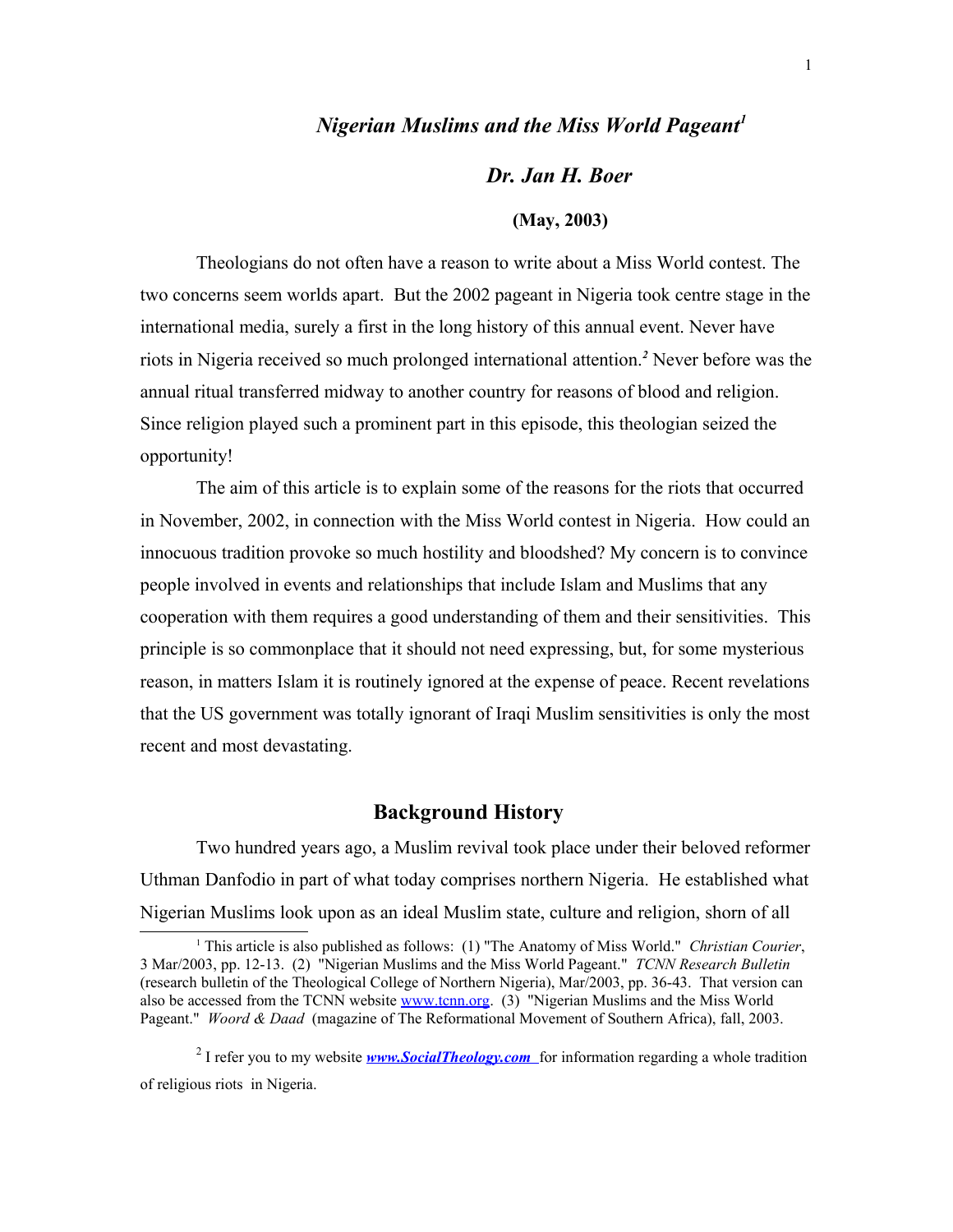# *Nigerian Muslims and the Miss World Pageant*[1]

## *Dr. Jan H. Boer*

**(May, 2003)**

Theologians do not often have a reason to write about a Miss World contest. The two concerns seem worlds apart. But the 2002 pageant in Nigeria took centre stage in the international media, surely a first in the long history of this annual event. Never have riots in Nigeria received so much prolonged international attention.[2] Never before was the annual ritual transferred midway to another country for reasons of blood and religion. Since religion played such a prominent part in this episode, this theologian seized the opportunity!

The aim of this article is to explain some of the reasons for the riots that occurred in November, 2002, in connection with the Miss World contest in Nigeria. How could an innocuous tradition provoke so much hostility and bloodshed? My concern is to convince people involved in events and relationships that include Islam and Muslims that any cooperation with them requires a good understanding of them and their sensitivities. This principle is so commonplace that it should not need expressing, but, for some mysterious reason, in matters Islam it is routinely ignored at the expense of peace. Recent revelations that the US government was totally ignorant of Iraqi Muslim sensitivities is only the most recent and most devastating.

## Background History

Two hundred years ago, a Muslim revival took place under their beloved reformer Uthman Danfodio in part of what today comprises northern Nigeria. He established what Nigerian Muslims look upon as an ideal Muslim state, culture and religion, shorn of all

---

[1] This article is also published as follows: (1) "The Anatomy of Miss World." *Christian Courier*, 3 Mar/2003, pp. 12-13. (2) "Nigerian Muslims and the Miss World Pageant." *TCNN Research Bulletin* (research bulletin of the Theological College of Northern Nigeria), Mar/2003, pp. 36-43. That version can also be accessed from the TCNN website www.tcnn.org. (3) "Nigerian Muslims and the Miss World Pageant." *Woord & Daad* (magazine of The Reformational Movement of Southern Africa), fall, 2003.

[2] I refer you to my website ***www.SocialTheology.com*** for information regarding a whole tradition of religious riots in Nigeria.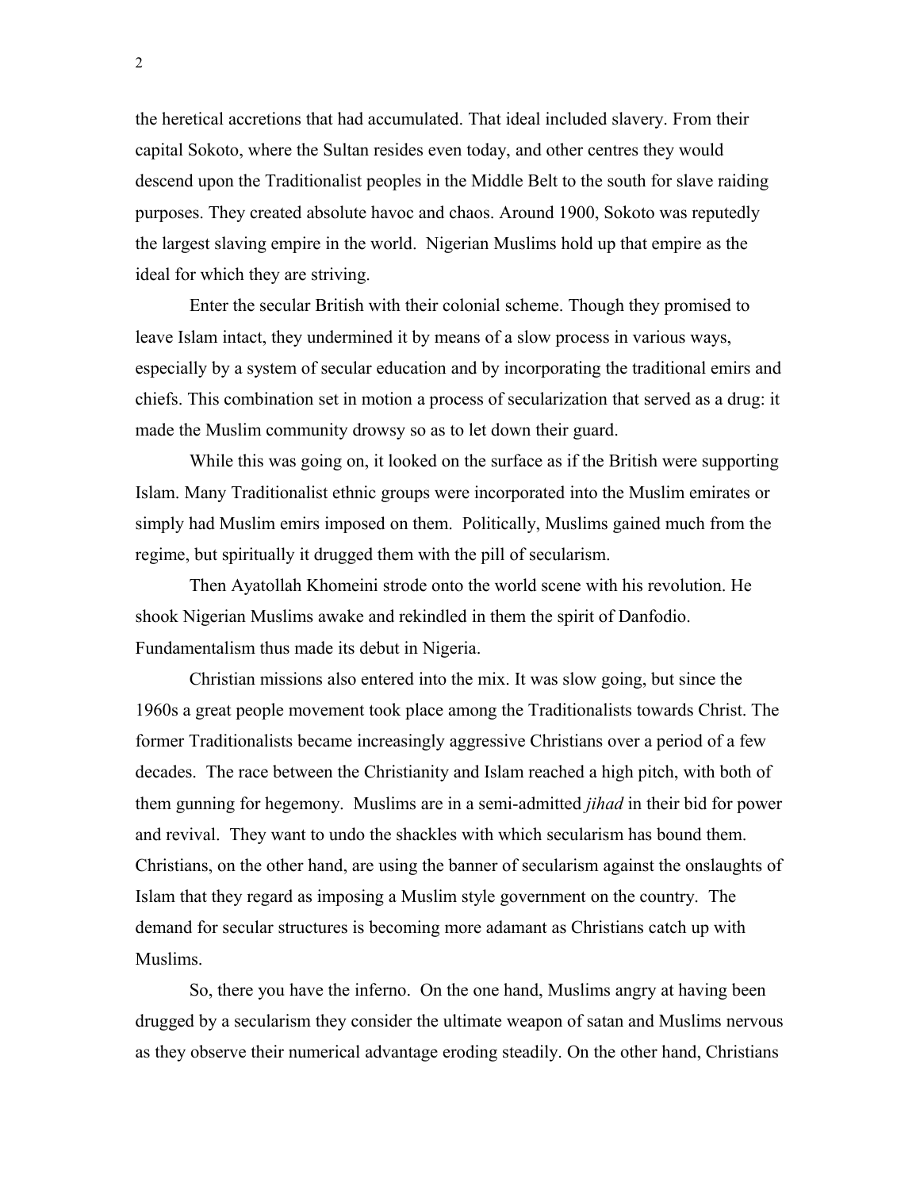the heretical accretions that had accumulated. That ideal included slavery. From their capital Sokoto, where the Sultan resides even today, and other centres they would descend upon the Traditionalist peoples in the Middle Belt to the south for slave raiding purposes. They created absolute havoc and chaos. Around 1900, Sokoto was reputedly the largest slaving empire in the world. Nigerian Muslims hold up that empire as the ideal for which they are striving.

Enter the secular British with their colonial scheme. Though they promised to leave Islam intact, they undermined it by means of a slow process in various ways, especially by a system of secular education and by incorporating the traditional emirs and chiefs. This combination set in motion a process of secularization that served as a drug: it made the Muslim community drowsy so as to let down their guard.

While this was going on, it looked on the surface as if the British were supporting Islam. Many Traditionalist ethnic groups were incorporated into the Muslim emirates or simply had Muslim emirs imposed on them. Politically, Muslims gained much from the regime, but spiritually it drugged them with the pill of secularism.

Then Ayatollah Khomeini strode onto the world scene with his revolution. He shook Nigerian Muslims awake and rekindled in them the spirit of Danfodio. Fundamentalism thus made its debut in Nigeria.

Christian missions also entered into the mix. It was slow going, but since the 1960s a great people movement took place among the Traditionalists towards Christ. The former Traditionalists became increasingly aggressive Christians over a period of a few decades. The race between the Christianity and Islam reached a high pitch, with both of them gunning for hegemony. Muslims are in a semi-admitted *jihad* in their bid for power and revival. They want to undo the shackles with which secularism has bound them. Christians, on the other hand, are using the banner of secularism against the onslaughts of Islam that they regard as imposing a Muslim style government on the country. The demand for secular structures is becoming more adamant as Christians catch up with Muslims.

So, there you have the inferno. On the one hand, Muslims angry at having been drugged by a secularism they consider the ultimate weapon of satan and Muslims nervous as they observe their numerical advantage eroding steadily. On the other hand, Christians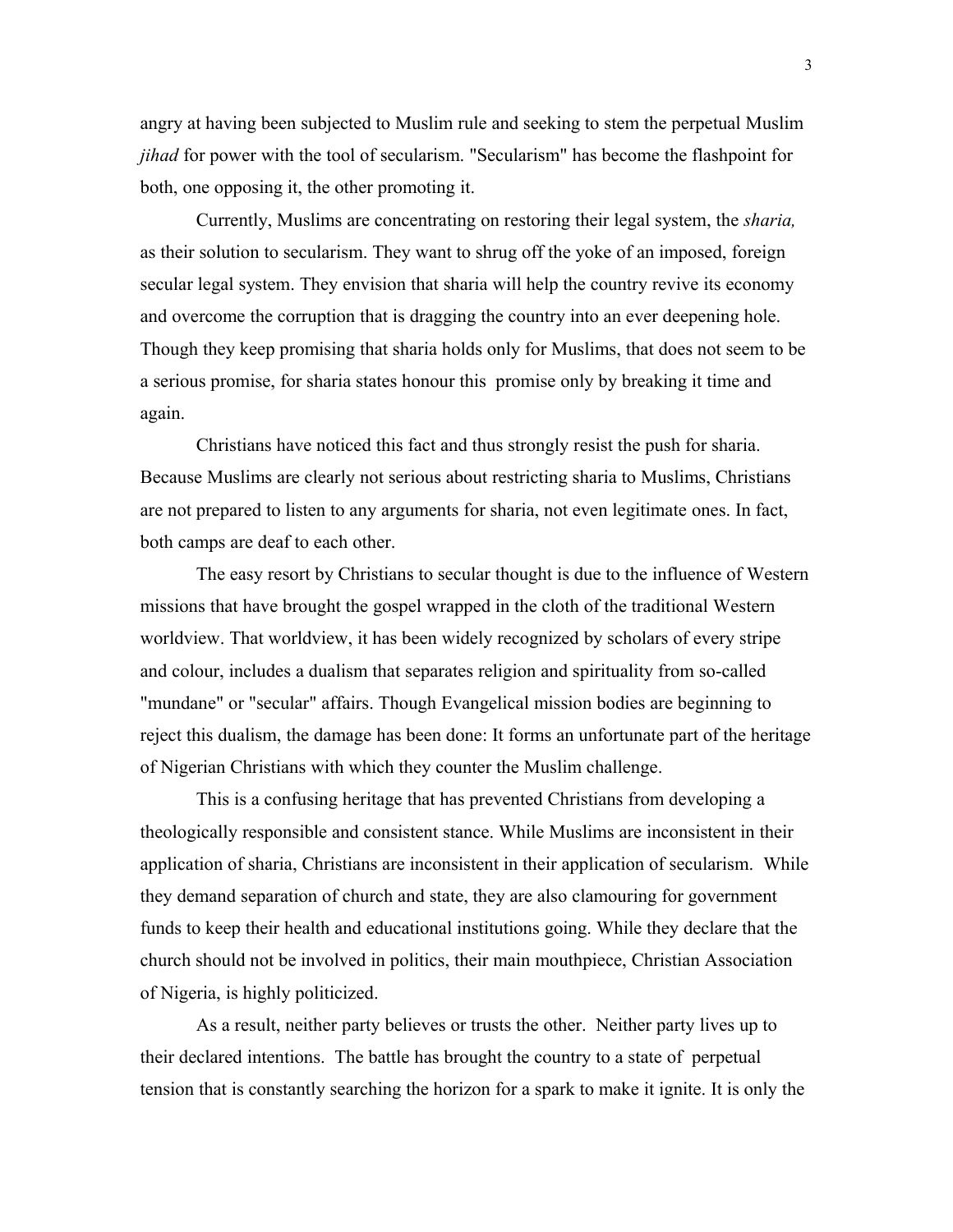angry at having been subjected to Muslim rule and seeking to stem the perpetual Muslim *jihad* for power with the tool of secularism. "Secularism" has become the flashpoint for both, one opposing it, the other promoting it.

Currently, Muslims are concentrating on restoring their legal system, the *sharia,* as their solution to secularism. They want to shrug off the yoke of an imposed, foreign secular legal system. They envision that sharia will help the country revive its economy and overcome the corruption that is dragging the country into an ever deepening hole. Though they keep promising that sharia holds only for Muslims, that does not seem to be a serious promise, for sharia states honour this promise only by breaking it time and again.

Christians have noticed this fact and thus strongly resist the push for sharia. Because Muslims are clearly not serious about restricting sharia to Muslims, Christians are not prepared to listen to any arguments for sharia, not even legitimate ones. In fact, both camps are deaf to each other.

The easy resort by Christians to secular thought is due to the influence of Western missions that have brought the gospel wrapped in the cloth of the traditional Western worldview. That worldview, it has been widely recognized by scholars of every stripe and colour, includes a dualism that separates religion and spirituality from so-called "mundane" or "secular" affairs. Though Evangelical mission bodies are beginning to reject this dualism, the damage has been done: It forms an unfortunate part of the heritage of Nigerian Christians with which they counter the Muslim challenge.

This is a confusing heritage that has prevented Christians from developing a theologically responsible and consistent stance. While Muslims are inconsistent in their application of sharia, Christians are inconsistent in their application of secularism. While they demand separation of church and state, they are also clamouring for government funds to keep their health and educational institutions going. While they declare that the church should not be involved in politics, their main mouthpiece, Christian Association of Nigeria, is highly politicized.

As a result, neither party believes or trusts the other. Neither party lives up to their declared intentions. The battle has brought the country to a state of perpetual tension that is constantly searching the horizon for a spark to make it ignite. It is only the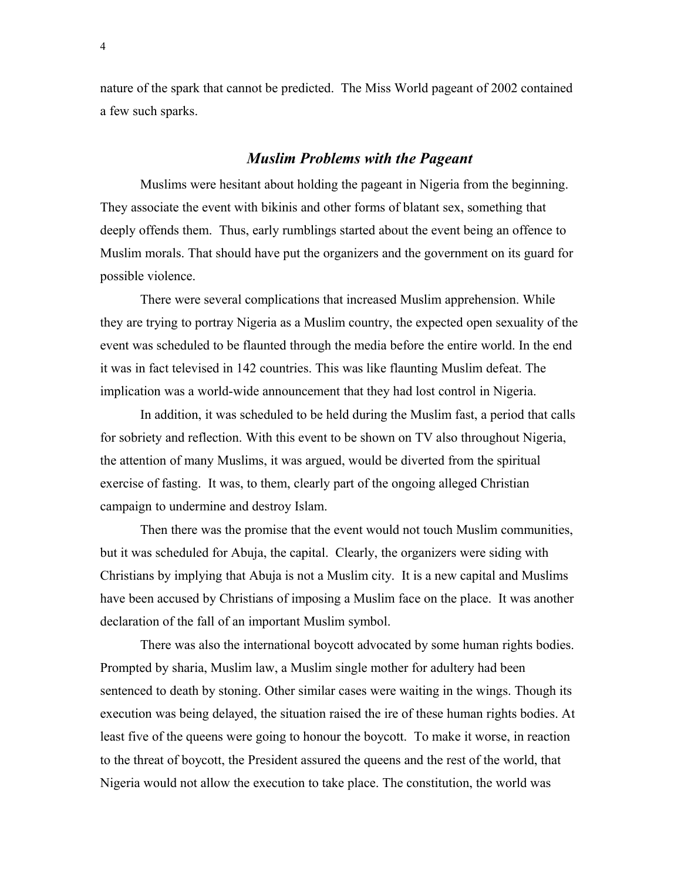nature of the spark that cannot be predicted. The Miss World pageant of 2002 contained a few such sparks.

## *Muslim Problems with the Pageant*

Muslims were hesitant about holding the pageant in Nigeria from the beginning. They associate the event with bikinis and other forms of blatant sex, something that deeply offends them. Thus, early rumblings started about the event being an offence to Muslim morals. That should have put the organizers and the government on its guard for possible violence.

There were several complications that increased Muslim apprehension. While they are trying to portray Nigeria as a Muslim country, the expected open sexuality of the event was scheduled to be flaunted through the media before the entire world. In the end it was in fact televised in 142 countries. This was like flaunting Muslim defeat. The implication was a world-wide announcement that they had lost control in Nigeria.

In addition, it was scheduled to be held during the Muslim fast, a period that calls for sobriety and reflection. With this event to be shown on TV also throughout Nigeria, the attention of many Muslims, it was argued, would be diverted from the spiritual exercise of fasting. It was, to them, clearly part of the ongoing alleged Christian campaign to undermine and destroy Islam.

Then there was the promise that the event would not touch Muslim communities, but it was scheduled for Abuja, the capital. Clearly, the organizers were siding with Christians by implying that Abuja is not a Muslim city. It is a new capital and Muslims have been accused by Christians of imposing a Muslim face on the place. It was another declaration of the fall of an important Muslim symbol.

There was also the international boycott advocated by some human rights bodies. Prompted by sharia, Muslim law, a Muslim single mother for adultery had been sentenced to death by stoning. Other similar cases were waiting in the wings. Though its execution was being delayed, the situation raised the ire of these human rights bodies. At least five of the queens were going to honour the boycott. To make it worse, in reaction to the threat of boycott, the President assured the queens and the rest of the world, that Nigeria would not allow the execution to take place. The constitution, the world was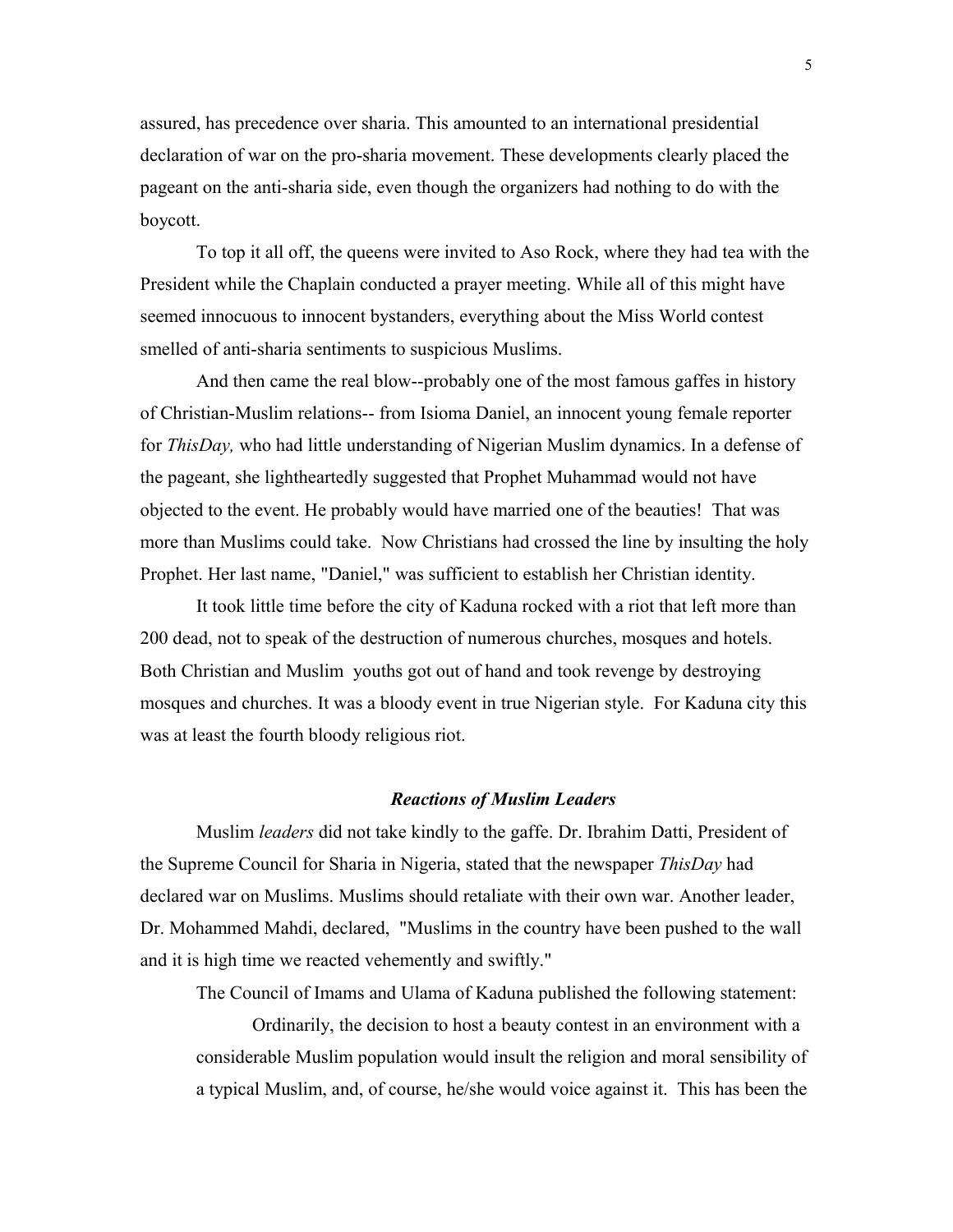assured, has precedence over sharia. This amounted to an international presidential declaration of war on the pro-sharia movement. These developments clearly placed the pageant on the anti-sharia side, even though the organizers had nothing to do with the boycott.

To top it all off, the queens were invited to Aso Rock, where they had tea with the President while the Chaplain conducted a prayer meeting. While all of this might have seemed innocuous to innocent bystanders, everything about the Miss World contest smelled of anti-sharia sentiments to suspicious Muslims.

And then came the real blow--probably one of the most famous gaffes in history of Christian-Muslim relations-- from Isioma Daniel, an innocent young female reporter for *ThisDay,* who had little understanding of Nigerian Muslim dynamics. In a defense of the pageant, she lightheartedly suggested that Prophet Muhammad would not have objected to the event. He probably would have married one of the beauties! That was more than Muslims could take. Now Christians had crossed the line by insulting the holy Prophet. Her last name, "Daniel," was sufficient to establish her Christian identity.

It took little time before the city of Kaduna rocked with a riot that left more than 200 dead, not to speak of the destruction of numerous churches, mosques and hotels. Both Christian and Muslim youths got out of hand and took revenge by destroying mosques and churches. It was a bloody event in true Nigerian style. For Kaduna city this was at least the fourth bloody religious riot.

### *Reactions of Muslim Leaders*

Muslim *leaders* did not take kindly to the gaffe. Dr. Ibrahim Datti, President of the Supreme Council for Sharia in Nigeria, stated that the newspaper *ThisDay* had declared war on Muslims. Muslims should retaliate with their own war. Another leader, Dr. Mohammed Mahdi, declared, "Muslims in the country have been pushed to the wall and it is high time we reacted vehemently and swiftly."

The Council of Imams and Ulama of Kaduna published the following statement:

> Ordinarily, the decision to host a beauty contest in an environment with a considerable Muslim population would insult the religion and moral sensibility of a typical Muslim, and, of course, he/she would voice against it. This has been the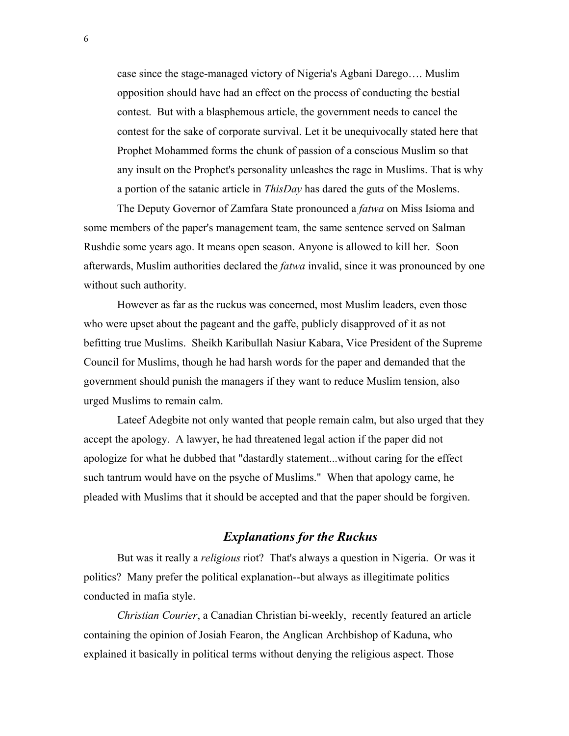> case since the stage-managed victory of Nigeria's Agbani Darego…. Muslim opposition should have had an effect on the process of conducting the bestial contest. But with a blasphemous article, the government needs to cancel the contest for the sake of corporate survival. Let it be unequivocally stated here that Prophet Mohammed forms the chunk of passion of a conscious Muslim so that any insult on the Prophet's personality unleashes the rage in Muslims. That is why a portion of the satanic article in *ThisDay* has dared the guts of the Moslems.

The Deputy Governor of Zamfara State pronounced a *fatwa* on Miss Isioma and some members of the paper's management team, the same sentence served on Salman Rushdie some years ago. It means open season. Anyone is allowed to kill her. Soon afterwards, Muslim authorities declared the *fatwa* invalid, since it was pronounced by one without such authority.

However as far as the ruckus was concerned, most Muslim leaders, even those who were upset about the pageant and the gaffe, publicly disapproved of it as not befitting true Muslims. Sheikh Karibullah Nasiur Kabara, Vice President of the Supreme Council for Muslims, though he had harsh words for the paper and demanded that the government should punish the managers if they want to reduce Muslim tension, also urged Muslims to remain calm.

Lateef Adegbite not only wanted that people remain calm, but also urged that they accept the apology. A lawyer, he had threatened legal action if the paper did not apologize for what he dubbed that "dastardly statement...without caring for the effect such tantrum would have on the psyche of Muslims." When that apology came, he pleaded with Muslims that it should be accepted and that the paper should be forgiven.

## *Explanations for the Ruckus*

But was it really a *religious* riot? That's always a question in Nigeria. Or was it politics? Many prefer the political explanation--but always as illegitimate politics conducted in mafia style.

*Christian Courier*, a Canadian Christian bi-weekly, recently featured an article containing the opinion of Josiah Fearon, the Anglican Archbishop of Kaduna, who explained it basically in political terms without denying the religious aspect. Those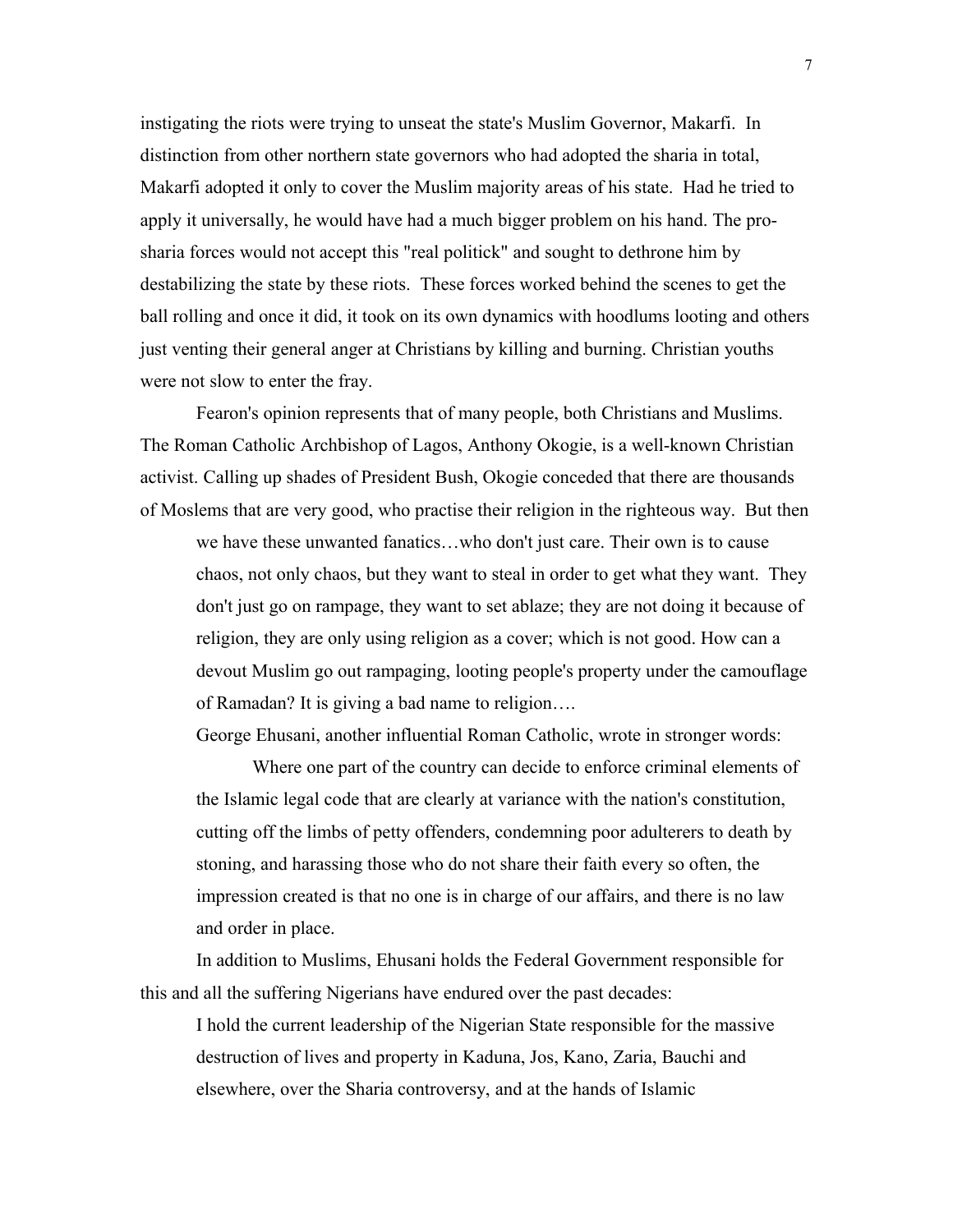instigating the riots were trying to unseat the state's Muslim Governor, Makarfi. In distinction from other northern state governors who had adopted the sharia in total, Makarfi adopted it only to cover the Muslim majority areas of his state. Had he tried to apply it universally, he would have had a much bigger problem on his hand. The pro-sharia forces would not accept this "real politick" and sought to dethrone him by destabilizing the state by these riots. These forces worked behind the scenes to get the ball rolling and once it did, it took on its own dynamics with hoodlums looting and others just venting their general anger at Christians by killing and burning. Christian youths were not slow to enter the fray.

Fearon's opinion represents that of many people, both Christians and Muslims. The Roman Catholic Archbishop of Lagos, Anthony Okogie, is a well-known Christian activist. Calling up shades of President Bush, Okogie conceded that there are thousands of Moslems that are very good, who practise their religion in the righteous way. But then

> we have these unwanted fanatics…who don't just care. Their own is to cause chaos, not only chaos, but they want to steal in order to get what they want. They don't just go on rampage, they want to set ablaze; they are not doing it because of religion, they are only using religion as a cover; which is not good. How can a devout Muslim go out rampaging, looting people's property under the camouflage of Ramadan? It is giving a bad name to religion….

George Ehusani, another influential Roman Catholic, wrote in stronger words:

> Where one part of the country can decide to enforce criminal elements of the Islamic legal code that are clearly at variance with the nation's constitution, cutting off the limbs of petty offenders, condemning poor adulterers to death by stoning, and harassing those who do not share their faith every so often, the impression created is that no one is in charge of our affairs, and there is no law and order in place.

In addition to Muslims, Ehusani holds the Federal Government responsible for this and all the suffering Nigerians have endured over the past decades:

> I hold the current leadership of the Nigerian State responsible for the massive destruction of lives and property in Kaduna, Jos, Kano, Zaria, Bauchi and elsewhere, over the Sharia controversy, and at the hands of Islamic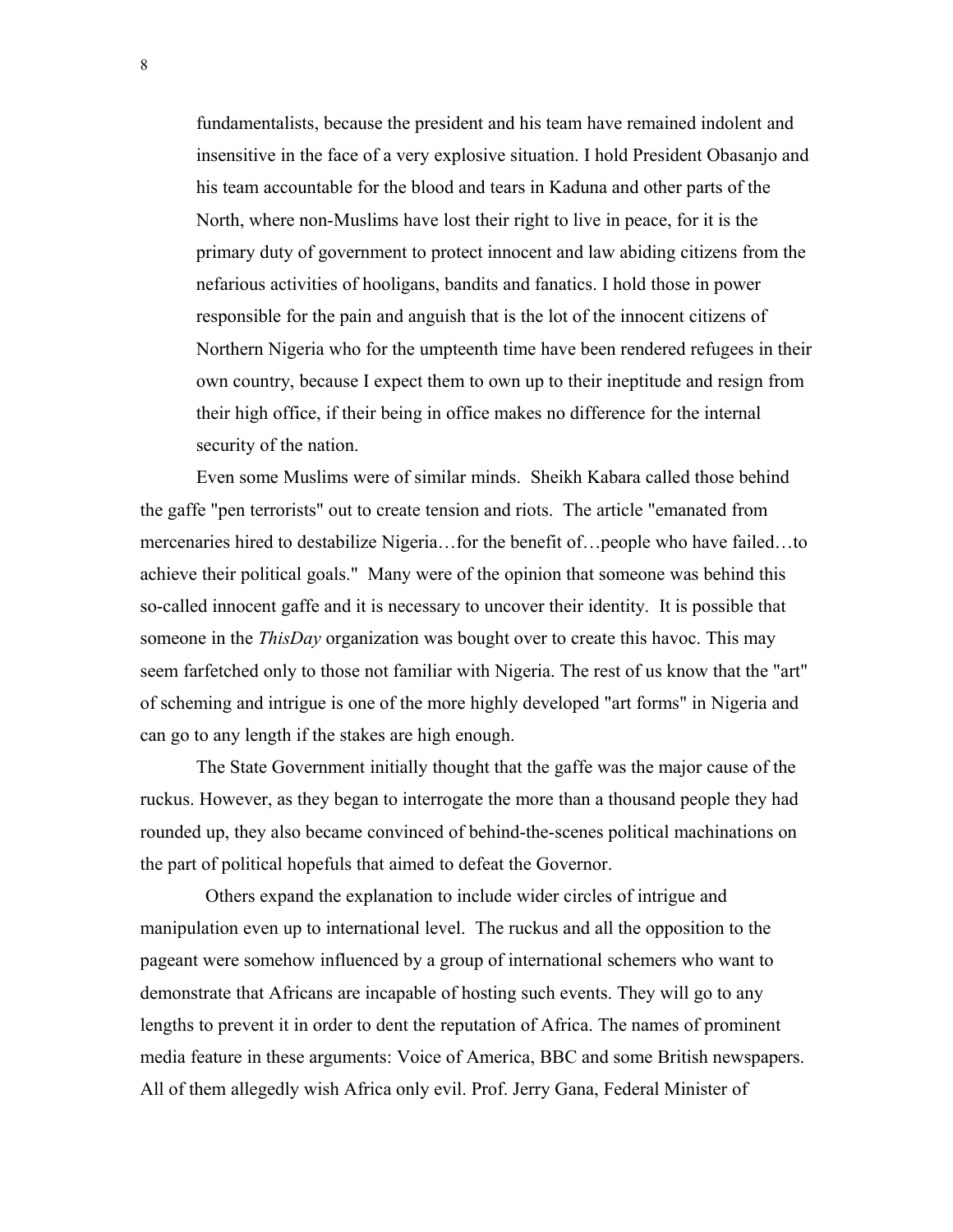> fundamentalists, because the president and his team have remained indolent and insensitive in the face of a very explosive situation. I hold President Obasanjo and his team accountable for the blood and tears in Kaduna and other parts of the North, where non-Muslims have lost their right to live in peace, for it is the primary duty of government to protect innocent and law abiding citizens from the nefarious activities of hooligans, bandits and fanatics. I hold those in power responsible for the pain and anguish that is the lot of the innocent citizens of Northern Nigeria who for the umpteenth time have been rendered refugees in their own country, because I expect them to own up to their ineptitude and resign from their high office, if their being in office makes no difference for the internal security of the nation.

Even some Muslims were of similar minds. Sheikh Kabara called those behind the gaffe "pen terrorists" out to create tension and riots. The article "emanated from mercenaries hired to destabilize Nigeria…for the benefit of…people who have failed…to achieve their political goals." Many were of the opinion that someone was behind this so-called innocent gaffe and it is necessary to uncover their identity. It is possible that someone in the *ThisDay* organization was bought over to create this havoc. This may seem farfetched only to those not familiar with Nigeria. The rest of us know that the "art" of scheming and intrigue is one of the more highly developed "art forms" in Nigeria and can go to any length if the stakes are high enough.

The State Government initially thought that the gaffe was the major cause of the ruckus. However, as they began to interrogate the more than a thousand people they had rounded up, they also became convinced of behind-the-scenes political machinations on the part of political hopefuls that aimed to defeat the Governor.

Others expand the explanation to include wider circles of intrigue and manipulation even up to international level. The ruckus and all the opposition to the pageant were somehow influenced by a group of international schemers who want to demonstrate that Africans are incapable of hosting such events. They will go to any lengths to prevent it in order to dent the reputation of Africa. The names of prominent media feature in these arguments: Voice of America, BBC and some British newspapers. All of them allegedly wish Africa only evil. Prof. Jerry Gana, Federal Minister of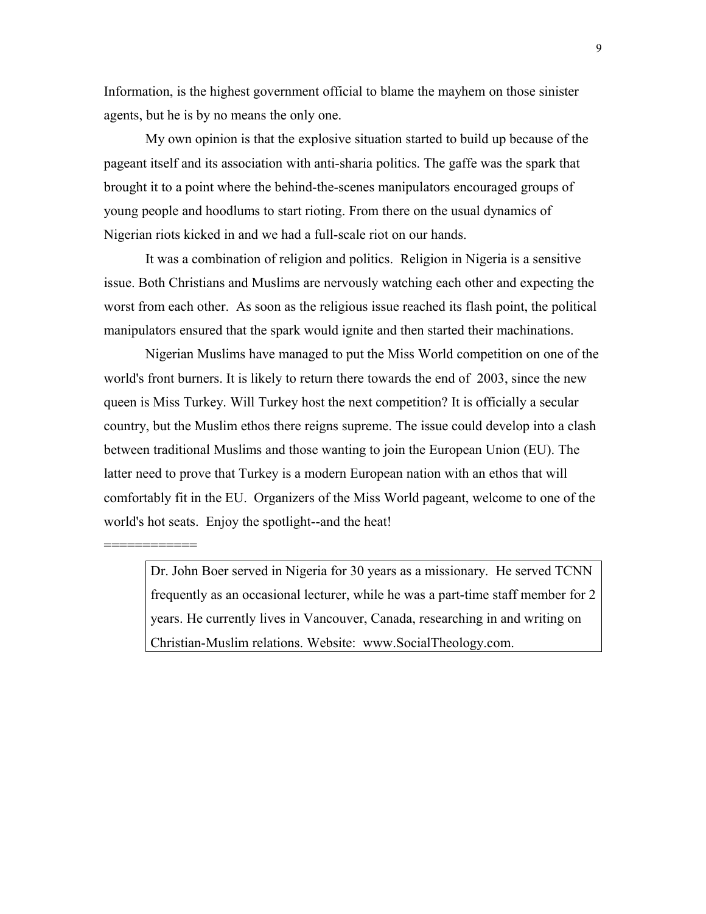Information, is the highest government official to blame the mayhem on those sinister agents, but he is by no means the only one.

My own opinion is that the explosive situation started to build up because of the pageant itself and its association with anti-sharia politics. The gaffe was the spark that brought it to a point where the behind-the-scenes manipulators encouraged groups of young people and hoodlums to start rioting. From there on the usual dynamics of Nigerian riots kicked in and we had a full-scale riot on our hands.

It was a combination of religion and politics. Religion in Nigeria is a sensitive issue. Both Christians and Muslims are nervously watching each other and expecting the worst from each other. As soon as the religious issue reached its flash point, the political manipulators ensured that the spark would ignite and then started their machinations.

Nigerian Muslims have managed to put the Miss World competition on one of the world's front burners. It is likely to return there towards the end of 2003, since the new queen is Miss Turkey. Will Turkey host the next competition? It is officially a secular country, but the Muslim ethos there reigns supreme. The issue could develop into a clash between traditional Muslims and those wanting to join the European Union (EU). The latter need to prove that Turkey is a modern European nation with an ethos that will comfortably fit in the EU. Organizers of the Miss World pageant, welcome to one of the world's hot seats. Enjoy the spotlight--and the heat!

============

Dr. John Boer served in Nigeria for 30 years as a missionary. He served TCNN frequently as an occasional lecturer, while he was a part-time staff member for 2 years. He currently lives in Vancouver, Canada, researching in and writing on Christian-Muslim relations. Website: www.SocialTheology.com.